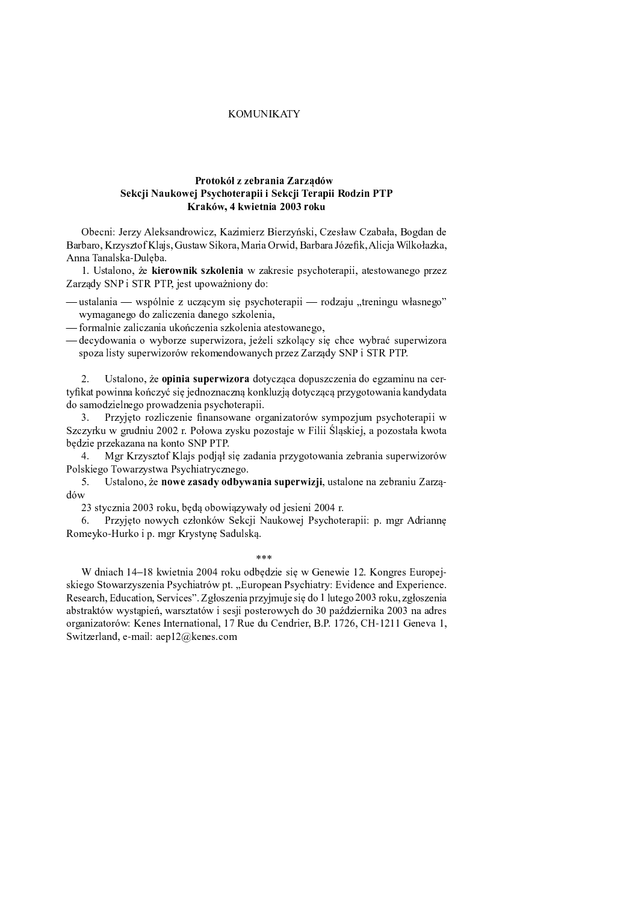KOMUNIKATY

## Protokół z zebrania Zarządów Sekcji Naukowej Psychoterapii i Sekcji Terapii Rodzin PTP Kraków, 4 kwietnia 2003 roku

Obecni: Jerzy Aleksandrowicz, Kazimierz Bierzyński, Czesław Czabała, Bogdan de Barbaro, Krzysztof Klajs, Gustaw Sikora, Maria Orwid, Barbara Józefik, Alicja Wilkołazka, Anna Tanalska-Dulęba.

1. Ustalono, że **kierownik szkolenia** w zakresie psychoterapii, atestowanego przez Zarządy SNP i STR PTP, jest upoważniony do:

- ustalania — wspólnie z uczącym się psychoterapii — rodzaju „treningu własnego" wymaganego do zaliczenia danego szkolenia,
- formalnie zaliczania ukończenia szkolenia atestowanego,
- decydowania o wyborze superwizora, jeżeli szkolący się chce wybrać superwizora spoza listy superwizorów rekomendowanych przez Zarządy SNP i STR PTP.

2. Ustalono, że **opinia superwizora** dotycząca dopuszczenia do egzaminu na certyfikat powinna kończyć się jednoznaczną konkluzją dotyczącą przygotowania kandydata do samodzielnego prowadzenia psychoterapii.
3. Przyjęto rozliczenie finansowane organizatorów sympozjum psychoterapii w Szczyrku w grudniu 2002 r. Połowa zysku pozostaje w Filii Śląskiej, a pozostała kwota będzie przekazana na konto SNP PTP.
4. Mgr Krzysztof Klajs podjął się zadania przygotowania zebrania superwizorów Polskiego Towarzystwa Psychiatrycznego.
5. Ustalono, że **nowe zasady odbywania superwizji**, ustalone na zebraniu Zarządów 23 stycznia 2003 roku, będą obowiązywały od jesieni 2004 r.
6. Przyjęto nowych członków Sekcji Naukowej Psychoterapii: p. mgr Adriannę Romeyko-Hurko i p. mgr Krystynę Sadulską.

\*\*\*

W dniach 14–18 kwietnia 2004 roku odbędzie się w Genewie 12. Kongres Europejskiego Stowarzyszenia Psychiatrów pt. „European Psychiatry: Evidence and Experience. Research, Education, Services". Zgłoszenia przyjmuje się do 1 lutego 2003 roku, zgłoszenia abstraktów wystąpień, warsztatów i sesji posterowych do 30 października 2003 na adres organizatorów: Kenes International, 17 Rue du Cendrier, B.P. 1726, CH-1211 Geneva 1, Switzerland, e-mail: aep12@kenes.com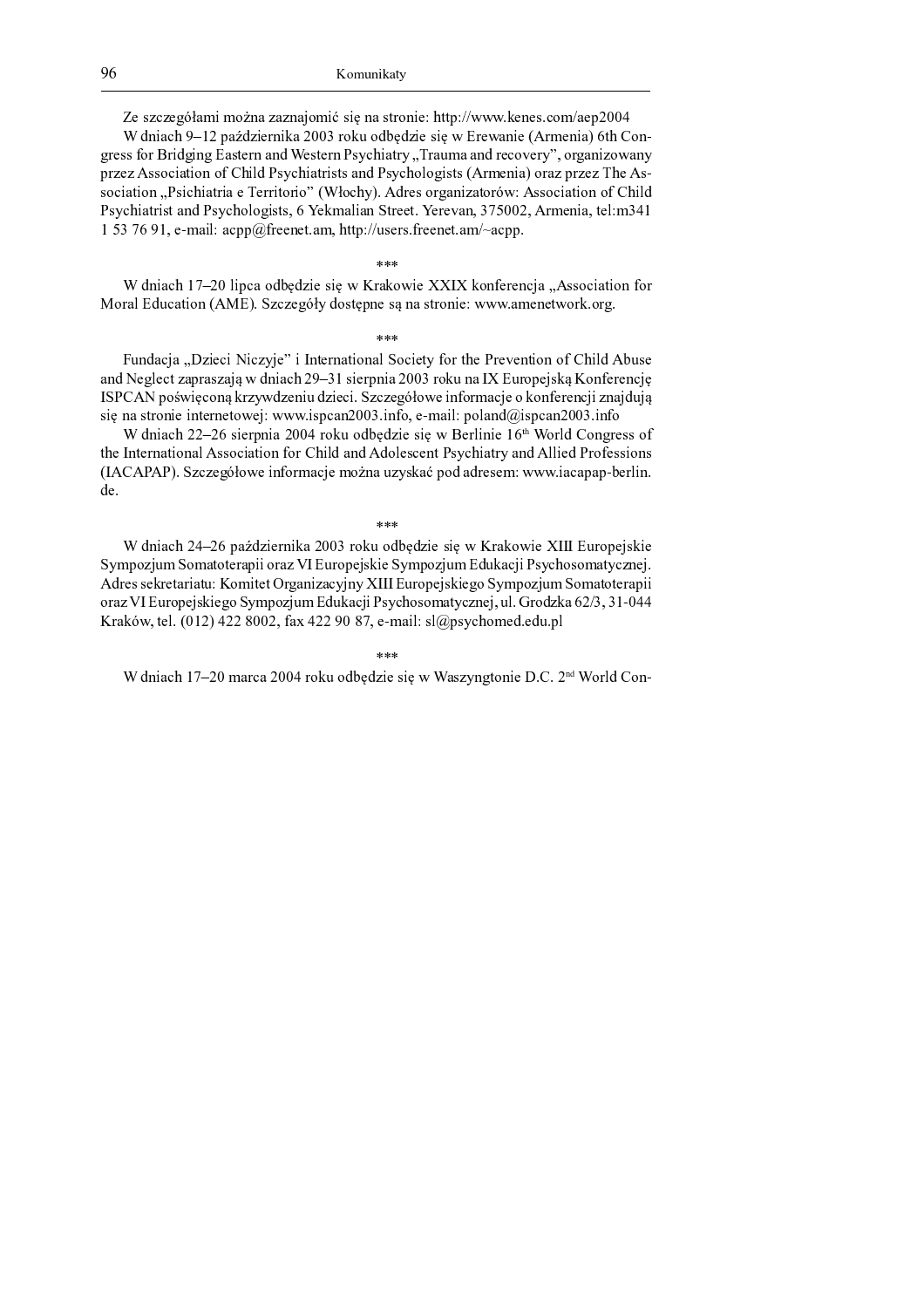Ze szczegółami można zaznajomić się na stronie: http://www.kenes.com/aep2004

W dniach 9–12 października 2003 roku odbędzie się w Erewanie (Armenia) 6th Congress for Bridging Eastern and Western Psychiatry „Trauma and recovery", organizowany przez Association of Child Psychiatrists and Psychologists (Armenia) oraz przez The Association „Psichiatria e Territorio" (Włochy). Adres organizatorów: Association of Child Psychiatrist and Psychologists, 6 Yekmalian Street. Yerevan, 375002, Armenia, tel:m341 1 53 76 91, e-mail: acpp@freenet.am, http://users.freenet.am/~acpp.

\*\*\*

W dniach 17–20 lipca odbędzie się w Krakowie XXIX konferencja „Association for Moral Education (AME). Szczegóły dostępne są na stronie: www.amenetwork.org.

\*\*\*

Fundacja „Dzieci Niczyje" i International Society for the Prevention of Child Abuse and Neglect zapraszają w dniach 29–31 sierpnia 2003 roku na IX Europejską Konferencję ISPCAN poświęconą krzywdzeniu dzieci. Szczegółowe informacje o konferencji znajdują się na stronie internetowej: www.ispcan2003.info, e-mail: poland@ispcan2003.info

W dniach 22–26 sierpnia 2004 roku odbędzie się w Berlinie 16th World Congress of the International Association for Child and Adolescent Psychiatry and Allied Professions (IACAPAP). Szczegółowe informacje można uzyskać pod adresem: www.iacapap-berlin.de.

\*\*\*

W dniach 24–26 października 2003 roku odbędzie się w Krakowie XIII Europejskie Sympozjum Somatoterapii oraz VI Europejskie Sympozjum Edukacji Psychosomatycznej. Adres sekretariatu: Komitet Organizacyjny XIII Europejskiego Sympozjum Somatoterapii oraz VI Europejskiego Sympozjum Edukacji Psychosomatycznej, ul. Grodzka 62/3, 31-044 Kraków, tel. (012) 422 8002, fax 422 90 87, e-mail: sl@psychomed.edu.pl

\*\*\*

W dniach 17–20 marca 2004 roku odbędzie się w Waszyngtonie D.C. 2nd World Con-